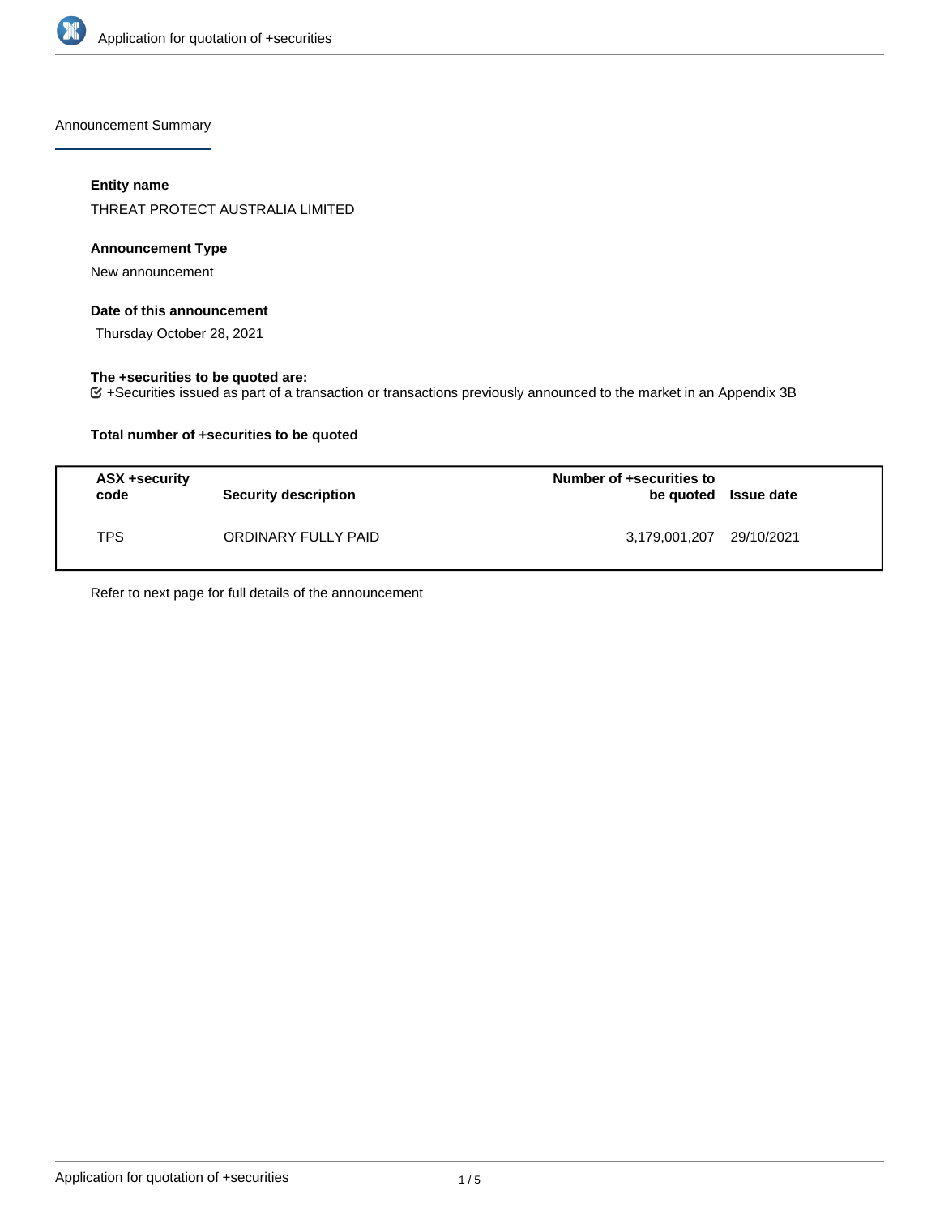Announcement Summary

**Entity name**

THREAT PROTECT AUSTRALIA LIMITED

**Announcement Type**

New announcement

**Date of this announcement**

Thursday October 28, 2021

**The +securities to be quoted are:**

☑ +Securities issued as part of a transaction or transactions previously announced to the market in an Appendix 3B

**Total number of +securities to be quoted**

| ASX +security code | Security description | Number of +securities to be quoted | Issue date |
|---|---|---|---|
| TPS | ORDINARY FULLY PAID | 3,179,001,207 | 29/10/2021 |

Refer to next page for full details of the announcement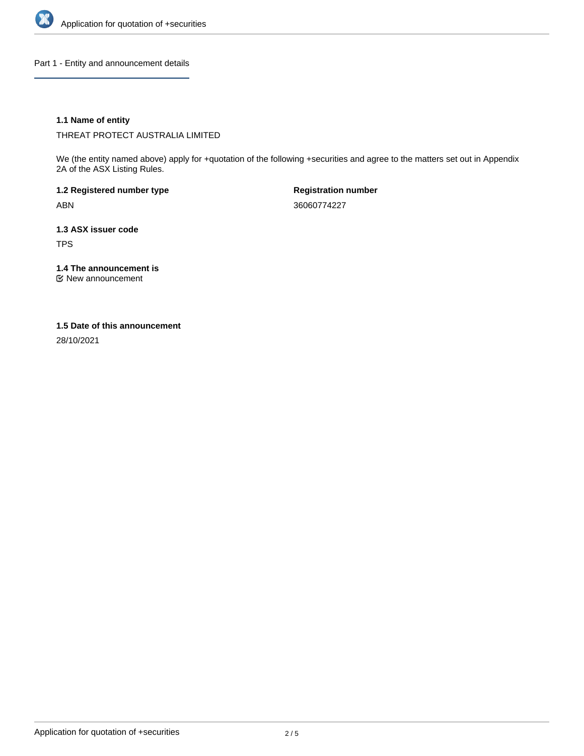## Part 1 - Entity and announcement details

### 1.1 Name of entity

THREAT PROTECT AUSTRALIA LIMITED

We (the entity named above) apply for +quotation of the following +securities and agree to the matters set out in Appendix 2A of the ASX Listing Rules.

**1.2 Registered number type**

ABN

**Registration number**

36060774227

### 1.3 ASX issuer code

TPS

### 1.4 The announcement is

☑ New announcement

### 1.5 Date of this announcement

28/10/2021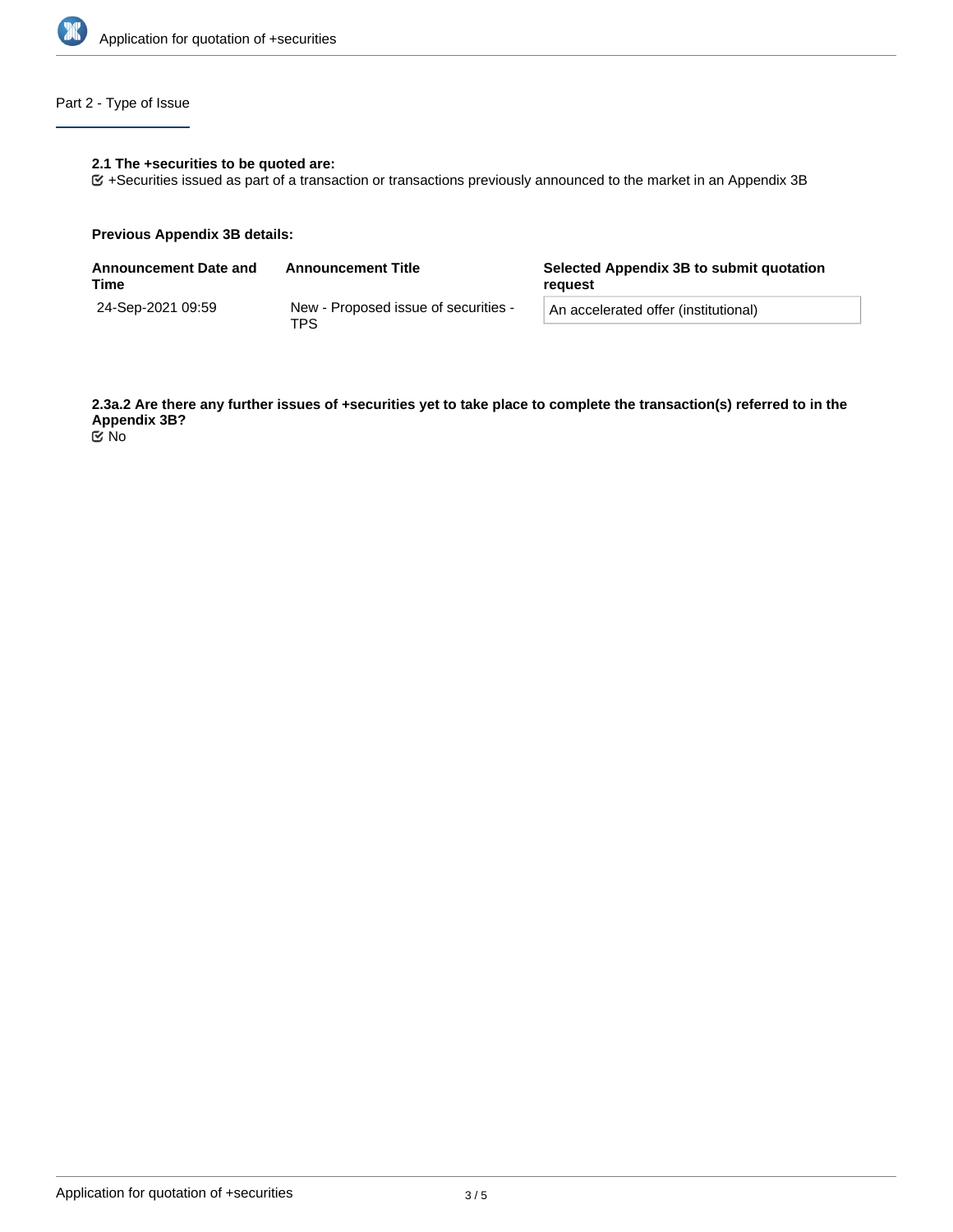## Part 2 - Type of Issue

**2.1 The +securities to be quoted are:**

☑ +Securities issued as part of a transaction or transactions previously announced to the market in an Appendix 3B

**Previous Appendix 3B details:**

| Announcement Date and Time | Announcement Title | Selected Appendix 3B to submit quotation request |
| --- | --- | --- |
| 24-Sep-2021 09:59 | New - Proposed issue of securities - TPS | An accelerated offer (institutional) |

**2.3a.2 Are there any further issues of +securities yet to take place to complete the transaction(s) referred to in the Appendix 3B?**

☑ No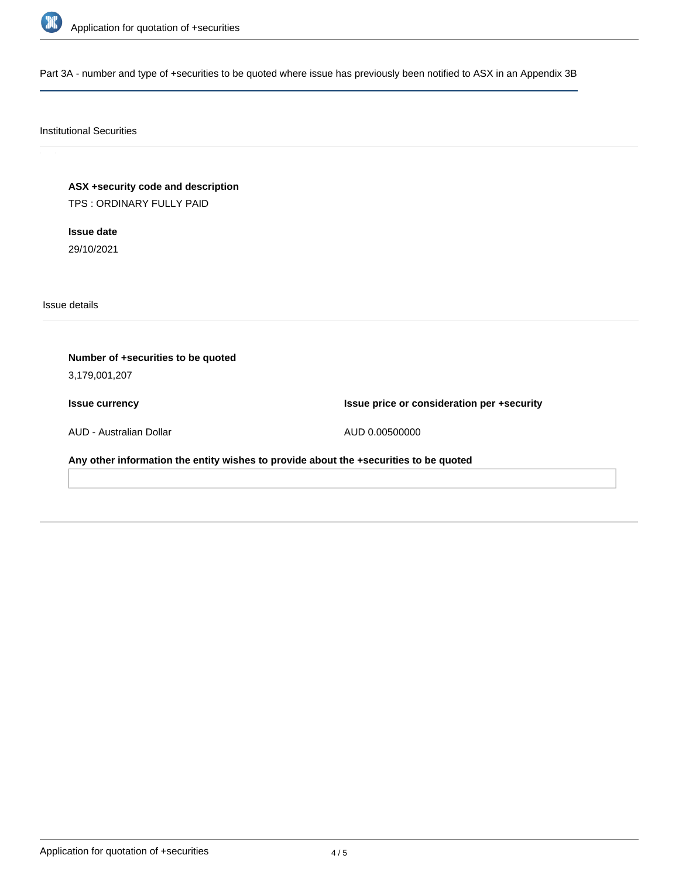## Part 3A - number and type of +securities to be quoted where issue has previously been notified to ASX in an Appendix 3B

### Institutional Securities

**ASX +security code and description**

TPS : ORDINARY FULLY PAID

**Issue date**

29/10/2021

### Issue details

**Number of +securities to be quoted**

3,179,001,207

| Issue currency | Issue price or consideration per +security |
| --- | --- |
| AUD - Australian Dollar | AUD 0.00500000 |

**Any other information the entity wishes to provide about the +securities to be quoted**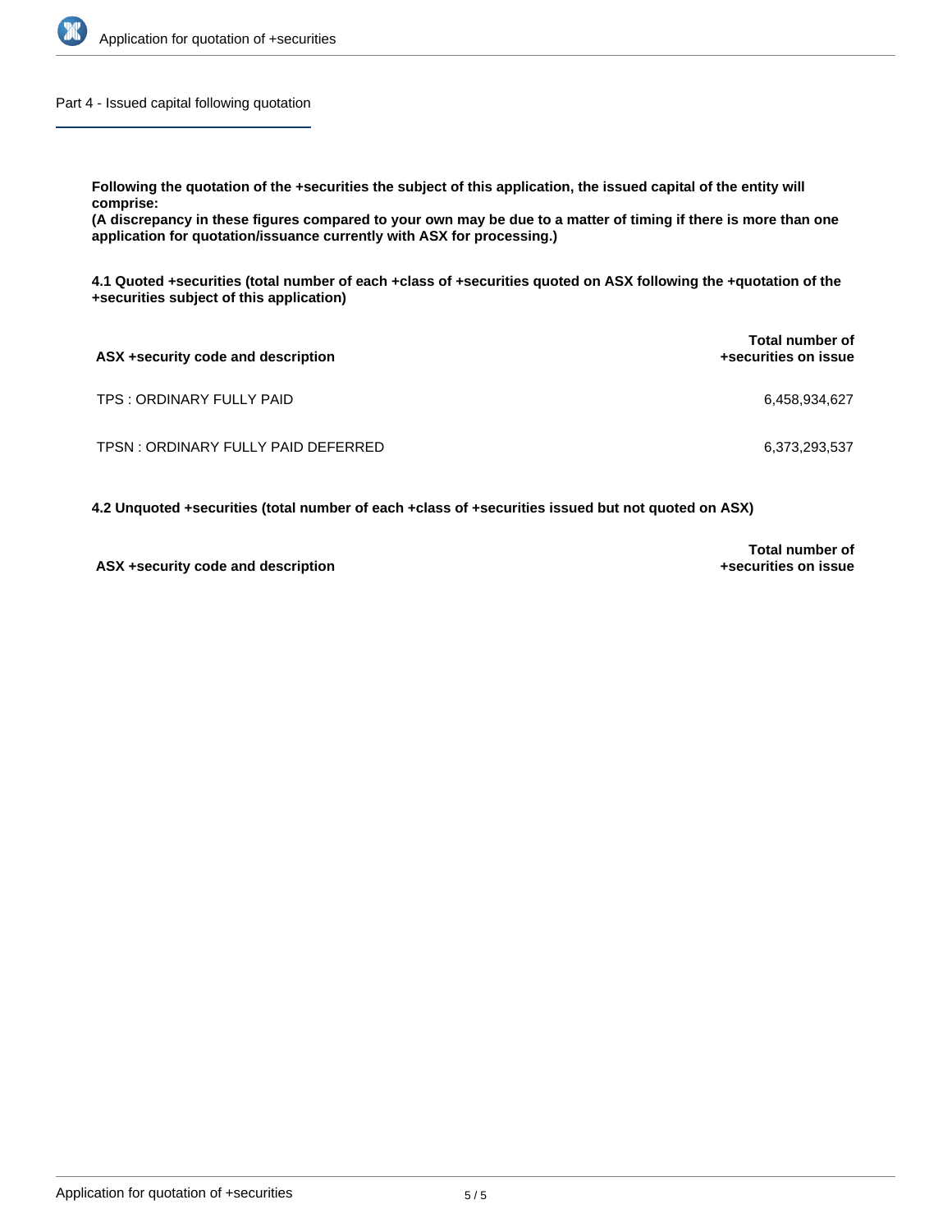## Part 4 - Issued capital following quotation

**Following the quotation of the +securities the subject of this application, the issued capital of the entity will comprise:**
**(A discrepancy in these figures compared to your own may be due to a matter of timing if there is more than one application for quotation/issuance currently with ASX for processing.)**

**4.1 Quoted +securities (total number of each +class of +securities quoted on ASX following the +quotation of the +securities subject of this application)**

| ASX +security code and description | Total number of +securities on issue |
|---|---|
| TPS : ORDINARY FULLY PAID | 6,458,934,627 |
| TPSN : ORDINARY FULLY PAID DEFERRED | 6,373,293,537 |

**4.2 Unquoted +securities (total number of each +class of +securities issued but not quoted on ASX)**

| ASX +security code and description | Total number of +securities on issue |
|---|---|